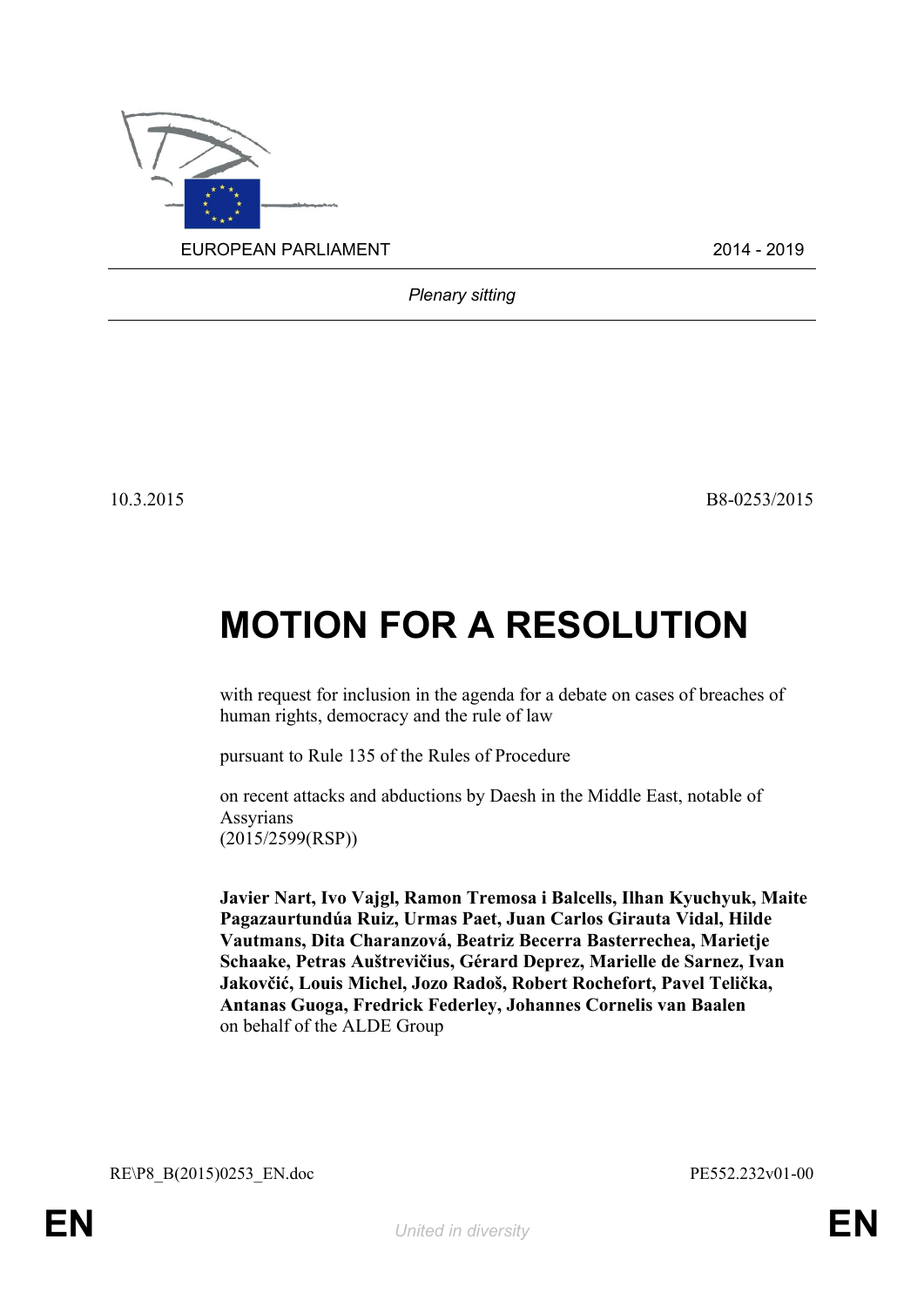EUROPEAN PARLIAMENT 2014 - 2019

*Plenary sitting*

10.3.2015 B8-0253/2015

# MOTION FOR A RESOLUTION

with request for inclusion in the agenda for a debate on cases of breaches of human rights, democracy and the rule of law

pursuant to Rule 135 of the Rules of Procedure

on recent attacks and abductions by Daesh in the Middle East, notable of Assyrians
(2015/2599(RSP))

**Javier Nart, Ivo Vajgl, Ramon Tremosa i Balcells, Ilhan Kyuchyuk, Maite Pagazaurtundúa Ruiz, Urmas Paet, Juan Carlos Girauta Vidal, Hilde Vautmans, Dita Charanzová, Beatriz Becerra Basterrechea, Marietje Schaake, Petras Auštrevičius, Gérard Deprez, Marielle de Sarnez, Ivan Jakovčić, Louis Michel, Jozo Radoš, Robert Rochefort, Pavel Telička, Antanas Guoga, Fredrick Federley, Johannes Cornelis van Baalen**
on behalf of the ALDE Group

RE\P8_B(2015)0253_EN.doc PE552.232v01-00

EN *United in diversity* EN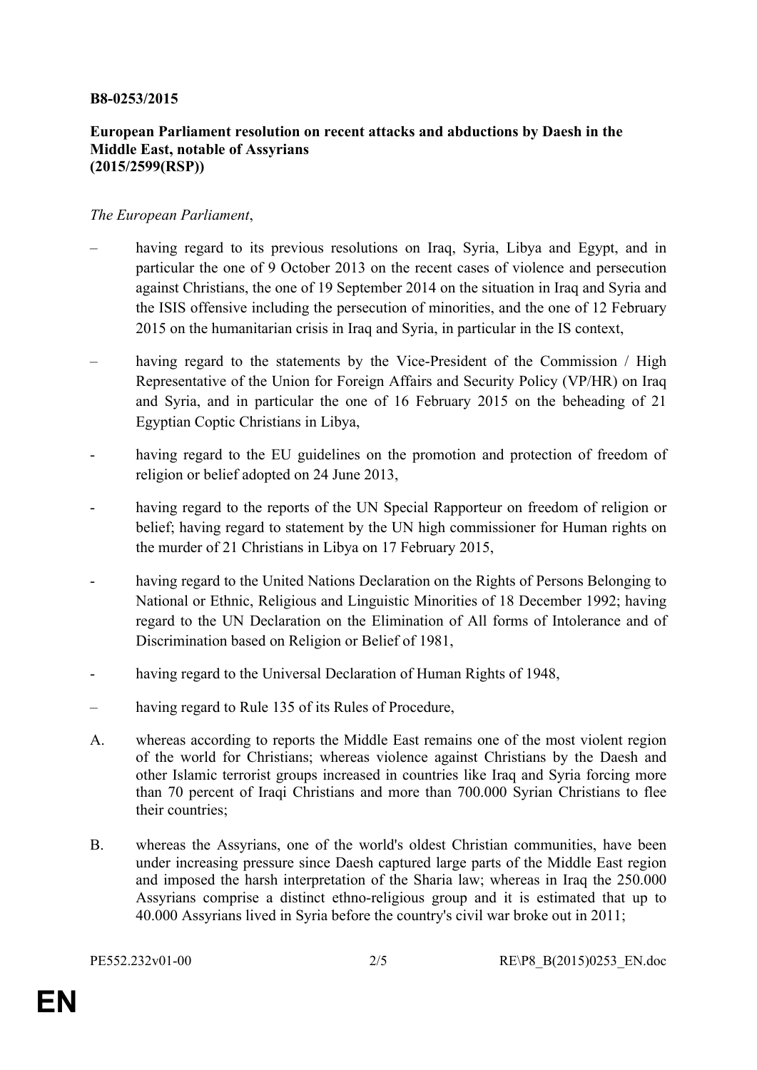**B8-0253/2015**

**European Parliament resolution on recent attacks and abductions by Daesh in the Middle East, notable of Assyrians (2015/2599(RSP))**

*The European Parliament*,

– having regard to its previous resolutions on Iraq, Syria, Libya and Egypt, and in particular the one of 9 October 2013 on the recent cases of violence and persecution against Christians, the one of 19 September 2014 on the situation in Iraq and Syria and the ISIS offensive including the persecution of minorities, and the one of 12 February 2015 on the humanitarian crisis in Iraq and Syria, in particular in the IS context,

– having regard to the statements by the Vice-President of the Commission / High Representative of the Union for Foreign Affairs and Security Policy (VP/HR) on Iraq and Syria, and in particular the one of 16 February 2015 on the beheading of 21 Egyptian Coptic Christians in Libya,

- having regard to the EU guidelines on the promotion and protection of freedom of religion or belief adopted on 24 June 2013,

- having regard to the reports of the UN Special Rapporteur on freedom of religion or belief; having regard to statement by the UN high commissioner for Human rights on the murder of 21 Christians in Libya on 17 February 2015,

- having regard to the United Nations Declaration on the Rights of Persons Belonging to National or Ethnic, Religious and Linguistic Minorities of 18 December 1992; having regard to the UN Declaration on the Elimination of All forms of Intolerance and of Discrimination based on Religion or Belief of 1981,

- having regard to the Universal Declaration of Human Rights of 1948,

– having regard to Rule 135 of its Rules of Procedure,

A. whereas according to reports the Middle East remains one of the most violent region of the world for Christians; whereas violence against Christians by the Daesh and other Islamic terrorist groups increased in countries like Iraq and Syria forcing more than 70 percent of Iraqi Christians and more than 700.000 Syrian Christians to flee their countries;

B. whereas the Assyrians, one of the world's oldest Christian communities, have been under increasing pressure since Daesh captured large parts of the Middle East region and imposed the harsh interpretation of the Sharia law; whereas in Iraq the 250.000 Assyrians comprise a distinct ethno-religious group and it is estimated that up to 40.000 Assyrians lived in Syria before the country's civil war broke out in 2011;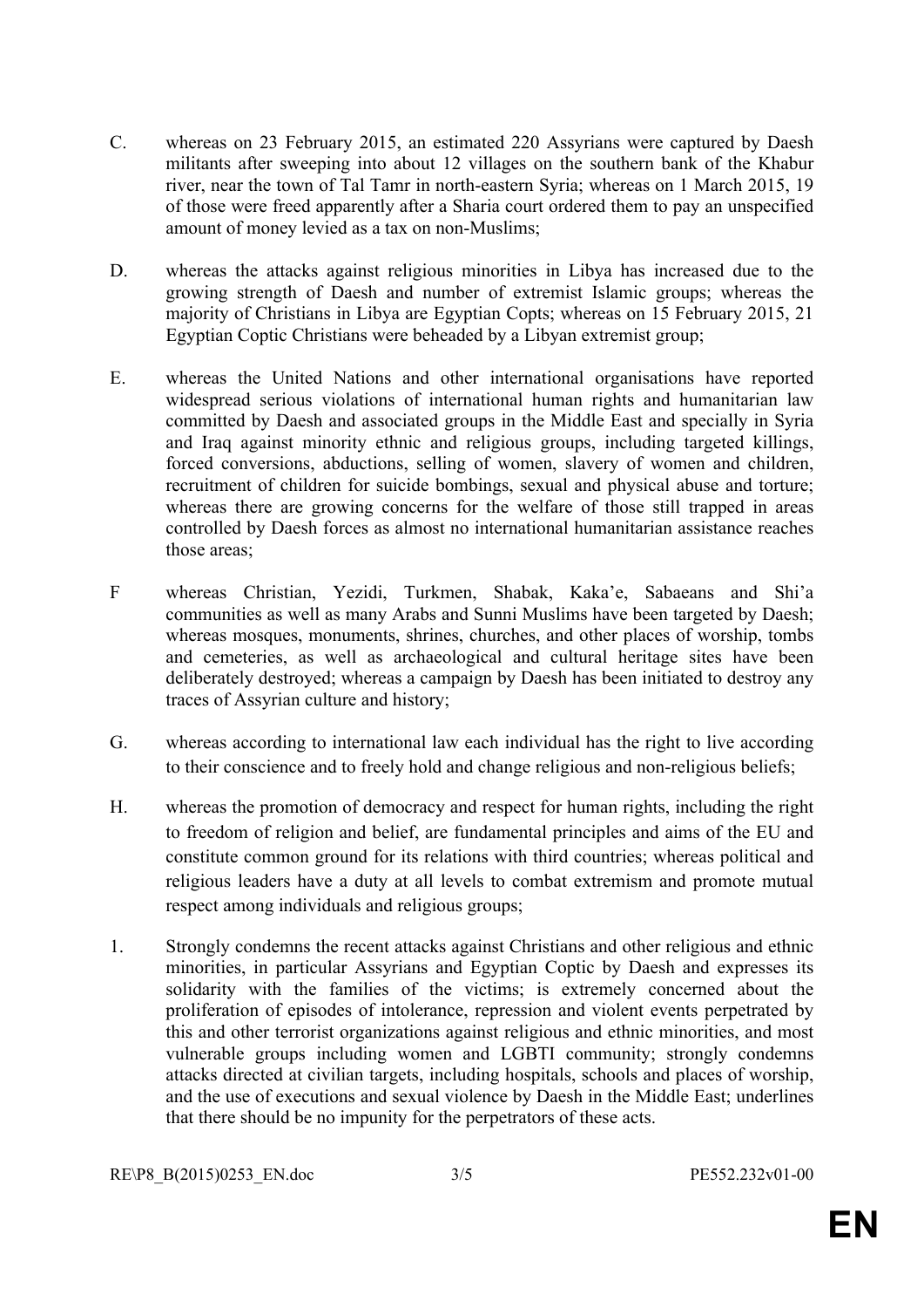C. whereas on 23 February 2015, an estimated 220 Assyrians were captured by Daesh militants after sweeping into about 12 villages on the southern bank of the Khabur river, near the town of Tal Tamr in north-eastern Syria; whereas on 1 March 2015, 19 of those were freed apparently after a Sharia court ordered them to pay an unspecified amount of money levied as a tax on non-Muslims;

D. whereas the attacks against religious minorities in Libya has increased due to the growing strength of Daesh and number of extremist Islamic groups; whereas the majority of Christians in Libya are Egyptian Copts; whereas on 15 February 2015, 21 Egyptian Coptic Christians were beheaded by a Libyan extremist group;

E. whereas the United Nations and other international organisations have reported widespread serious violations of international human rights and humanitarian law committed by Daesh and associated groups in the Middle East and specially in Syria and Iraq against minority ethnic and religious groups, including targeted killings, forced conversions, abductions, selling of women, slavery of women and children, recruitment of children for suicide bombings, sexual and physical abuse and torture; whereas there are growing concerns for the welfare of those still trapped in areas controlled by Daesh forces as almost no international humanitarian assistance reaches those areas;

F whereas Christian, Yezidi, Turkmen, Shabak, Kaka'e, Sabaeans and Shi'a communities as well as many Arabs and Sunni Muslims have been targeted by Daesh; whereas mosques, monuments, shrines, churches, and other places of worship, tombs and cemeteries, as well as archaeological and cultural heritage sites have been deliberately destroyed; whereas a campaign by Daesh has been initiated to destroy any traces of Assyrian culture and history;

G. whereas according to international law each individual has the right to live according to their conscience and to freely hold and change religious and non-religious beliefs;

H. whereas the promotion of democracy and respect for human rights, including the right to freedom of religion and belief, are fundamental principles and aims of the EU and constitute common ground for its relations with third countries; whereas political and religious leaders have a duty at all levels to combat extremism and promote mutual respect among individuals and religious groups;

1. Strongly condemns the recent attacks against Christians and other religious and ethnic minorities, in particular Assyrians and Egyptian Coptic by Daesh and expresses its solidarity with the families of the victims; is extremely concerned about the proliferation of episodes of intolerance, repression and violent events perpetrated by this and other terrorist organizations against religious and ethnic minorities, and most vulnerable groups including women and LGBTI community; strongly condemns attacks directed at civilian targets, including hospitals, schools and places of worship, and the use of executions and sexual violence by Daesh in the Middle East; underlines that there should be no impunity for the perpetrators of these acts.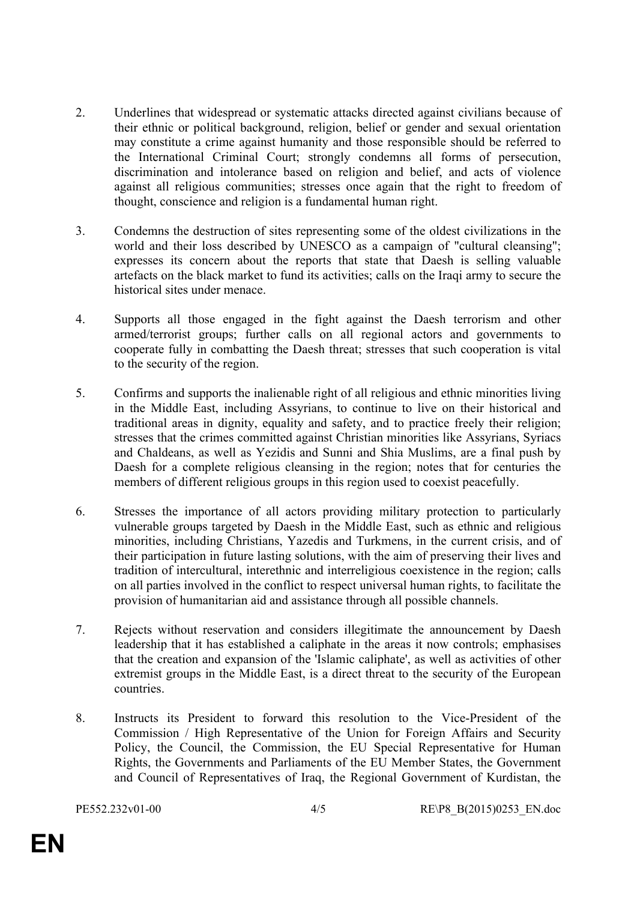2. Underlines that widespread or systematic attacks directed against civilians because of their ethnic or political background, religion, belief or gender and sexual orientation may constitute a crime against humanity and those responsible should be referred to the International Criminal Court; strongly condemns all forms of persecution, discrimination and intolerance based on religion and belief, and acts of violence against all religious communities; stresses once again that the right to freedom of thought, conscience and religion is a fundamental human right.

3. Condemns the destruction of sites representing some of the oldest civilizations in the world and their loss described by UNESCO as a campaign of "cultural cleansing"; expresses its concern about the reports that state that Daesh is selling valuable artefacts on the black market to fund its activities; calls on the Iraqi army to secure the historical sites under menace.

4. Supports all those engaged in the fight against the Daesh terrorism and other armed/terrorist groups; further calls on all regional actors and governments to cooperate fully in combatting the Daesh threat; stresses that such cooperation is vital to the security of the region.

5. Confirms and supports the inalienable right of all religious and ethnic minorities living in the Middle East, including Assyrians, to continue to live on their historical and traditional areas in dignity, equality and safety, and to practice freely their religion; stresses that the crimes committed against Christian minorities like Assyrians, Syriacs and Chaldeans, as well as Yezidis and Sunni and Shia Muslims, are a final push by Daesh for a complete religious cleansing in the region; notes that for centuries the members of different religious groups in this region used to coexist peacefully.

6. Stresses the importance of all actors providing military protection to particularly vulnerable groups targeted by Daesh in the Middle East, such as ethnic and religious minorities, including Christians, Yazedis and Turkmens, in the current crisis, and of their participation in future lasting solutions, with the aim of preserving their lives and tradition of intercultural, interethnic and interreligious coexistence in the region; calls on all parties involved in the conflict to respect universal human rights, to facilitate the provision of humanitarian aid and assistance through all possible channels.

7. Rejects without reservation and considers illegitimate the announcement by Daesh leadership that it has established a caliphate in the areas it now controls; emphasises that the creation and expansion of the 'Islamic caliphate', as well as activities of other extremist groups in the Middle East, is a direct threat to the security of the European countries.

8. Instructs its President to forward this resolution to the Vice-President of the Commission / High Representative of the Union for Foreign Affairs and Security Policy, the Council, the Commission, the EU Special Representative for Human Rights, the Governments and Parliaments of the EU Member States, the Government and Council of Representatives of Iraq, the Regional Government of Kurdistan, the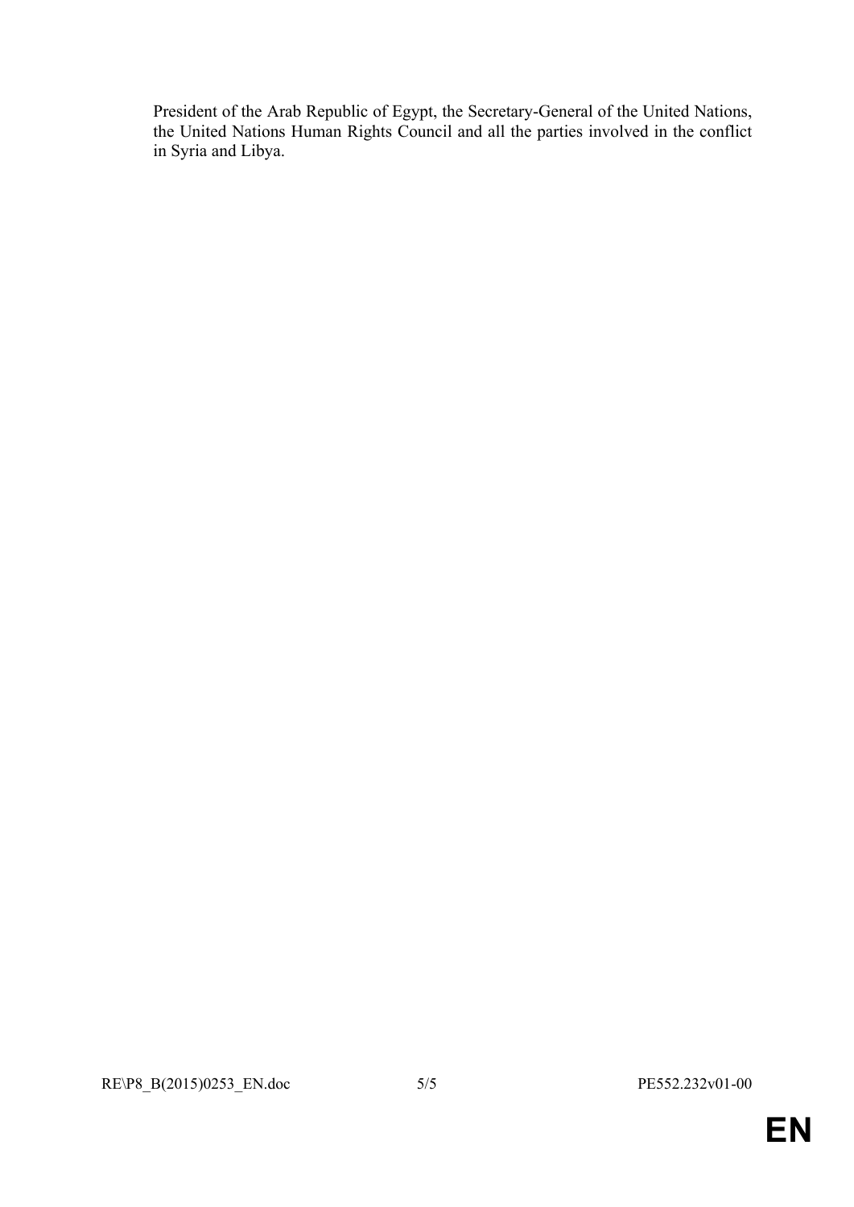President of the Arab Republic of Egypt, the Secretary-General of the United Nations, the United Nations Human Rights Council and all the parties involved in the conflict in Syria and Libya.